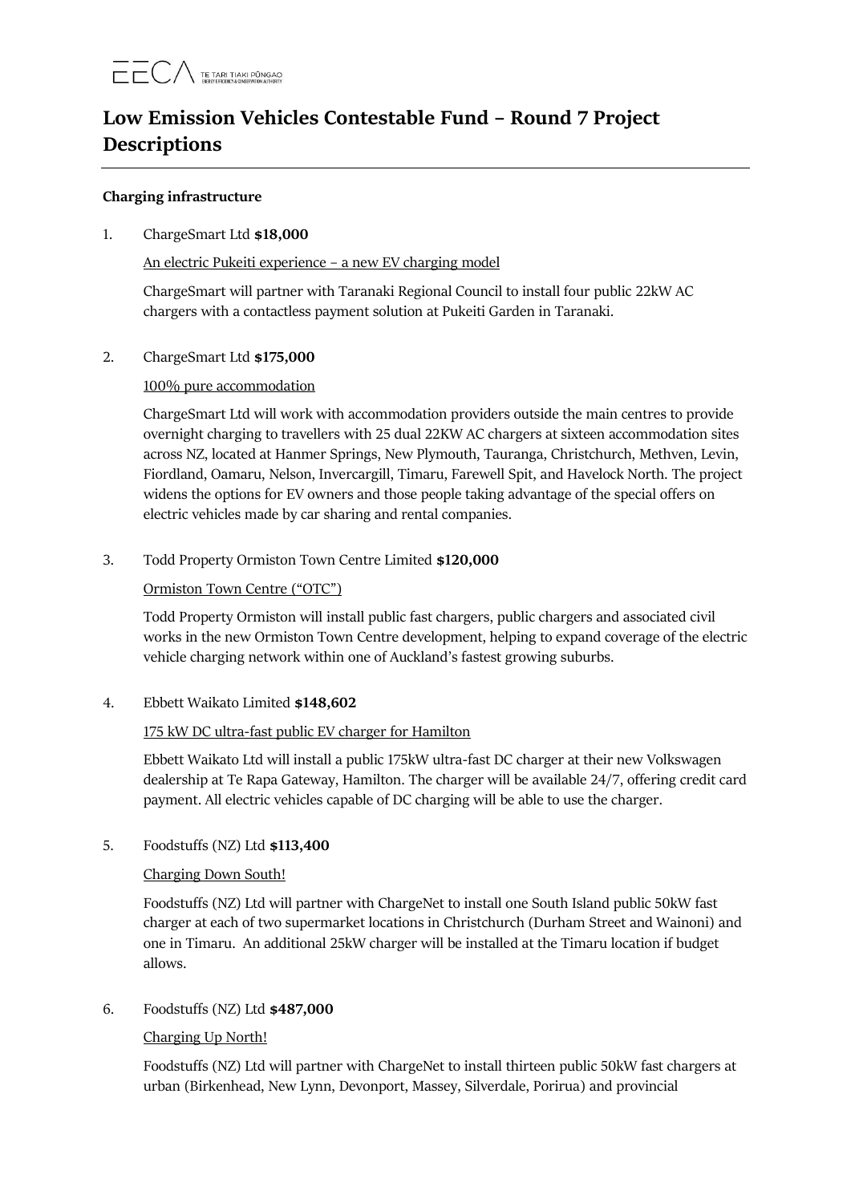# Low Emission Vehicles Contestable Fund – Round 7 Project Descriptions

**Charging infrastructure**

1. ChargeSmart Ltd **$18,000**

   An electric Pukeiti experience – a new EV charging model

   ChargeSmart will partner with Taranaki Regional Council to install four public 22kW AC chargers with a contactless payment solution at Pukeiti Garden in Taranaki.

2. ChargeSmart Ltd **$175,000**

   100% pure accommodation

   ChargeSmart Ltd will work with accommodation providers outside the main centres to provide overnight charging to travellers with 25 dual 22KW AC chargers at sixteen accommodation sites across NZ, located at Hanmer Springs, New Plymouth, Tauranga, Christchurch, Methven, Levin, Fiordland, Oamaru, Nelson, Invercargill, Timaru, Farewell Spit, and Havelock North. The project widens the options for EV owners and those people taking advantage of the special offers on electric vehicles made by car sharing and rental companies.

3. Todd Property Ormiston Town Centre Limited **$120,000**

   Ormiston Town Centre ("OTC")

   Todd Property Ormiston will install public fast chargers, public chargers and associated civil works in the new Ormiston Town Centre development, helping to expand coverage of the electric vehicle charging network within one of Auckland's fastest growing suburbs.

4. Ebbett Waikato Limited **$148,602**

   175 kW DC ultra-fast public EV charger for Hamilton

   Ebbett Waikato Ltd will install a public 175kW ultra-fast DC charger at their new Volkswagen dealership at Te Rapa Gateway, Hamilton. The charger will be available 24/7, offering credit card payment. All electric vehicles capable of DC charging will be able to use the charger.

5. Foodstuffs (NZ) Ltd **$113,400**

   Charging Down South!

   Foodstuffs (NZ) Ltd will partner with ChargeNet to install one South Island public 50kW fast charger at each of two supermarket locations in Christchurch (Durham Street and Wainoni) and one in Timaru. An additional 25kW charger will be installed at the Timaru location if budget allows.

6. Foodstuffs (NZ) Ltd **$487,000**

   Charging Up North!

   Foodstuffs (NZ) Ltd will partner with ChargeNet to install thirteen public 50kW fast chargers at urban (Birkenhead, New Lynn, Devonport, Massey, Silverdale, Porirua) and provincial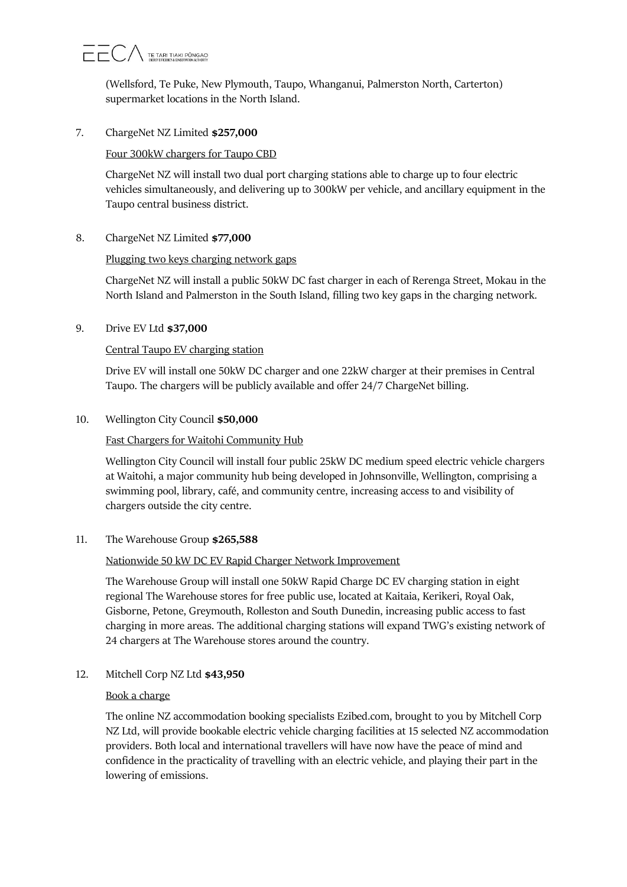(Wellsford, Te Puke, New Plymouth, Taupo, Whanganui, Palmerston North, Carterton) supermarket locations in the North Island.

7. ChargeNet NZ Limited **$257,000**

   Four 300kW chargers for Taupo CBD

   ChargeNet NZ will install two dual port charging stations able to charge up to four electric vehicles simultaneously, and delivering up to 300kW per vehicle, and ancillary equipment in the Taupo central business district.

8. ChargeNet NZ Limited **$77,000**

   Plugging two keys charging network gaps

   ChargeNet NZ will install a public 50kW DC fast charger in each of Rerenga Street, Mokau in the North Island and Palmerston in the South Island, filling two key gaps in the charging network.

9. Drive EV Ltd **$37,000**

   Central Taupo EV charging station

   Drive EV will install one 50kW DC charger and one 22kW charger at their premises in Central Taupo. The chargers will be publicly available and offer 24/7 ChargeNet billing.

10. Wellington City Council **$50,000**

    Fast Chargers for Waitohi Community Hub

    Wellington City Council will install four public 25kW DC medium speed electric vehicle chargers at Waitohi, a major community hub being developed in Johnsonville, Wellington, comprising a swimming pool, library, café, and community centre, increasing access to and visibility of chargers outside the city centre.

11. The Warehouse Group **$265,588**

    Nationwide 50 kW DC EV Rapid Charger Network Improvement

    The Warehouse Group will install one 50kW Rapid Charge DC EV charging station in eight regional The Warehouse stores for free public use, located at Kaitaia, Kerikeri, Royal Oak, Gisborne, Petone, Greymouth, Rolleston and South Dunedin, increasing public access to fast charging in more areas. The additional charging stations will expand TWG's existing network of 24 chargers at The Warehouse stores around the country.

12. Mitchell Corp NZ Ltd **$43,950**

    Book a charge

    The online NZ accommodation booking specialists Ezibed.com, brought to you by Mitchell Corp NZ Ltd, will provide bookable electric vehicle charging facilities at 15 selected NZ accommodation providers. Both local and international travellers will have now have the peace of mind and confidence in the practicality of travelling with an electric vehicle, and playing their part in the lowering of emissions.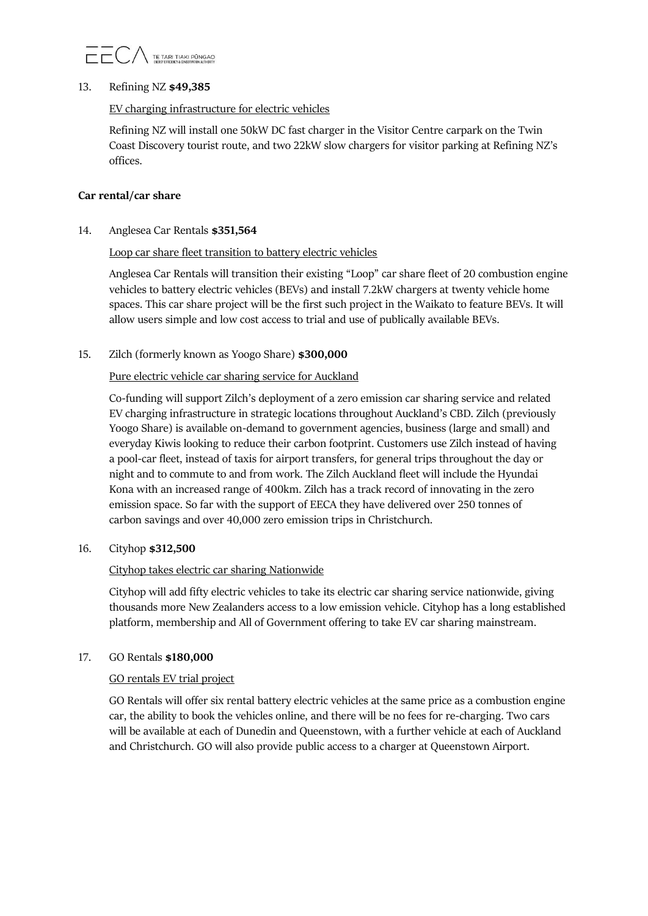13. Refining NZ **$49,385**

    EV charging infrastructure for electric vehicles

    Refining NZ will install one 50kW DC fast charger in the Visitor Centre carpark on the Twin Coast Discovery tourist route, and two 22kW slow chargers for visitor parking at Refining NZ's offices.

**Car rental/car share**

14. Anglesea Car Rentals **$351,564**

    Loop car share fleet transition to battery electric vehicles

    Anglesea Car Rentals will transition their existing "Loop" car share fleet of 20 combustion engine vehicles to battery electric vehicles (BEVs) and install 7.2kW chargers at twenty vehicle home spaces. This car share project will be the first such project in the Waikato to feature BEVs. It will allow users simple and low cost access to trial and use of publically available BEVs.

15. Zilch (formerly known as Yoogo Share) **$300,000**

    Pure electric vehicle car sharing service for Auckland

    Co-funding will support Zilch's deployment of a zero emission car sharing service and related EV charging infrastructure in strategic locations throughout Auckland's CBD. Zilch (previously Yoogo Share) is available on-demand to government agencies, business (large and small) and everyday Kiwis looking to reduce their carbon footprint. Customers use Zilch instead of having a pool-car fleet, instead of taxis for airport transfers, for general trips throughout the day or night and to commute to and from work. The Zilch Auckland fleet will include the Hyundai Kona with an increased range of 400km. Zilch has a track record of innovating in the zero emission space. So far with the support of EECA they have delivered over 250 tonnes of carbon savings and over 40,000 zero emission trips in Christchurch.

16. Cityhop **$312,500**

    Cityhop takes electric car sharing Nationwide

    Cityhop will add fifty electric vehicles to take its electric car sharing service nationwide, giving thousands more New Zealanders access to a low emission vehicle. Cityhop has a long established platform, membership and All of Government offering to take EV car sharing mainstream.

17. GO Rentals **$180,000**

    GO rentals EV trial project

    GO Rentals will offer six rental battery electric vehicles at the same price as a combustion engine car, the ability to book the vehicles online, and there will be no fees for re-charging. Two cars will be available at each of Dunedin and Queenstown, with a further vehicle at each of Auckland and Christchurch. GO will also provide public access to a charger at Queenstown Airport.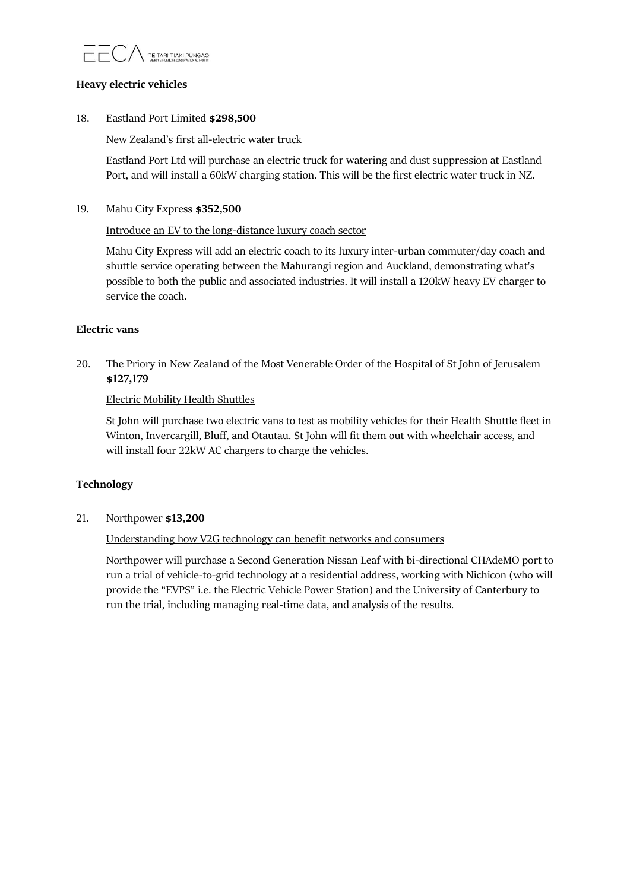**Heavy electric vehicles**

18. Eastland Port Limited **$298,500**

 New Zealand's first all-electric water truck

 Eastland Port Ltd will purchase an electric truck for watering and dust suppression at Eastland Port, and will install a 60kW charging station. This will be the first electric water truck in NZ.

19. Mahu City Express **$352,500**

 Introduce an EV to the long-distance luxury coach sector

 Mahu City Express will add an electric coach to its luxury inter-urban commuter/day coach and shuttle service operating between the Mahurangi region and Auckland, demonstrating what's possible to both the public and associated industries. It will install a 120kW heavy EV charger to service the coach.

**Electric vans**

20. The Priory in New Zealand of the Most Venerable Order of the Hospital of St John of Jerusalem **$127,179**

 Electric Mobility Health Shuttles

 St John will purchase two electric vans to test as mobility vehicles for their Health Shuttle fleet in Winton, Invercargill, Bluff, and Otautau. St John will fit them out with wheelchair access, and will install four 22kW AC chargers to charge the vehicles.

**Technology**

21. Northpower **$13,200**

 Understanding how V2G technology can benefit networks and consumers

 Northpower will purchase a Second Generation Nissan Leaf with bi-directional CHAdeMO port to run a trial of vehicle-to-grid technology at a residential address, working with Nichicon (who will provide the "EVPS" i.e. the Electric Vehicle Power Station) and the University of Canterbury to run the trial, including managing real-time data, and analysis of the results.